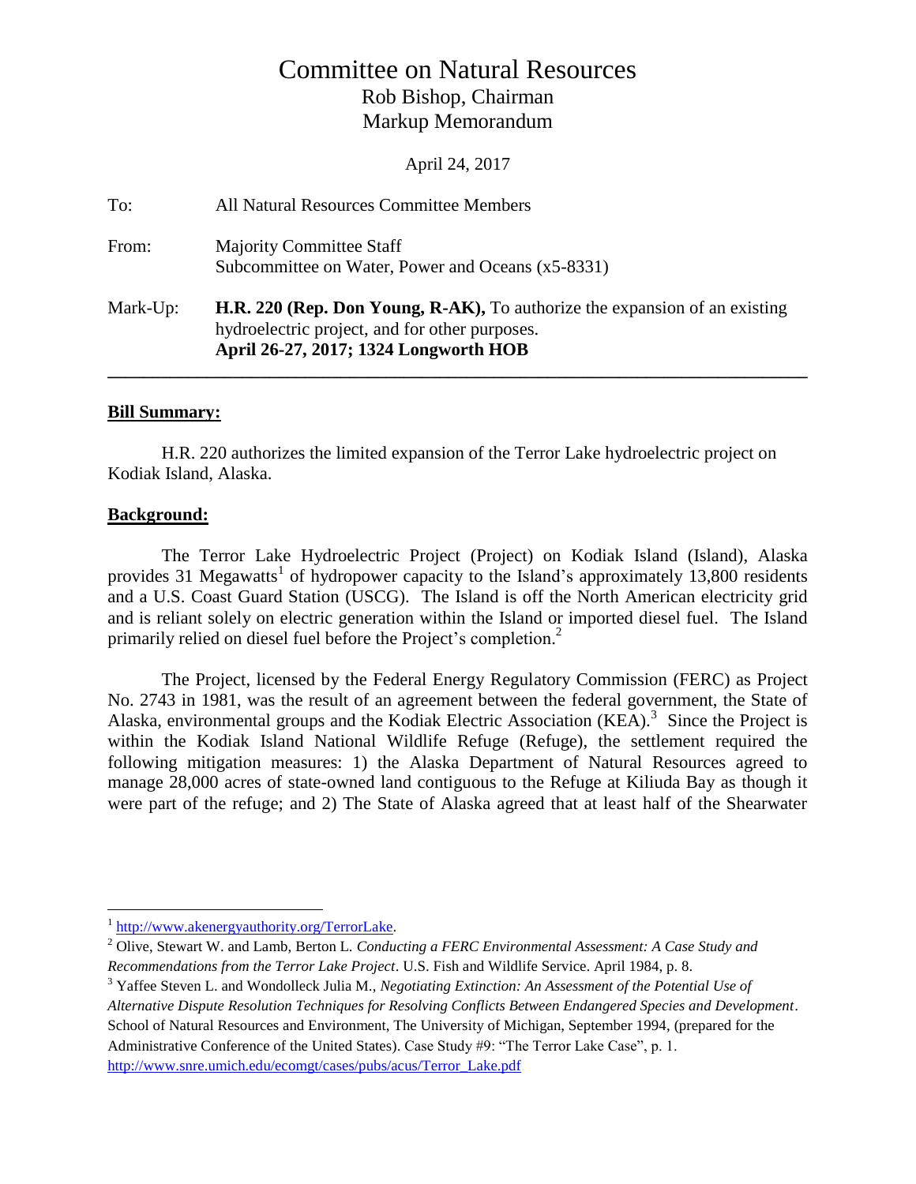# Committee on Natural Resources

## Rob Bishop, Chairman

## Markup Memorandum

April 24, 2017

To: All Natural Resources Committee Members

From: Majority Committee Staff
Subcommittee on Water, Power and Oceans (x5-8331)

Mark-Up: **H.R. 220 (Rep. Don Young, R-AK),** To authorize the expansion of an existing hydroelectric project, and for other purposes.
**April 26-27, 2017; 1324 Longworth HOB**

---

**Bill Summary:**

H.R. 220 authorizes the limited expansion of the Terror Lake hydroelectric project on Kodiak Island, Alaska.

**Background:**

The Terror Lake Hydroelectric Project (Project) on Kodiak Island (Island), Alaska provides 31 Megawatts[1] of hydropower capacity to the Island's approximately 13,800 residents and a U.S. Coast Guard Station (USCG). The Island is off the North American electricity grid and is reliant solely on electric generation within the Island or imported diesel fuel. The Island primarily relied on diesel fuel before the Project's completion.[2]

The Project, licensed by the Federal Energy Regulatory Commission (FERC) as Project No. 2743 in 1981, was the result of an agreement between the federal government, the State of Alaska, environmental groups and the Kodiak Electric Association (KEA).[3] Since the Project is within the Kodiak Island National Wildlife Refuge (Refuge), the settlement required the following mitigation measures: 1) the Alaska Department of Natural Resources agreed to manage 28,000 acres of state-owned land contiguous to the Refuge at Kiliuda Bay as though it were part of the refuge; and 2) The State of Alaska agreed that at least half of the Shearwater

---

[1] http://www.akenergyauthority.org/TerrorLake.

[2] Olive, Stewart W. and Lamb, Berton L. *Conducting a FERC Environmental Assessment: A Case Study and Recommendations from the Terror Lake Project*. U.S. Fish and Wildlife Service. April 1984, p. 8.

[3] Yaffee Steven L. and Wondolleck Julia M., *Negotiating Extinction: An Assessment of the Potential Use of Alternative Dispute Resolution Techniques for Resolving Conflicts Between Endangered Species and Development*. School of Natural Resources and Environment, The University of Michigan, September 1994, (prepared for the Administrative Conference of the United States). Case Study #9: "The Terror Lake Case", p. 1. http://www.snre.umich.edu/ecomgt/cases/pubs/acus/Terror_Lake.pdf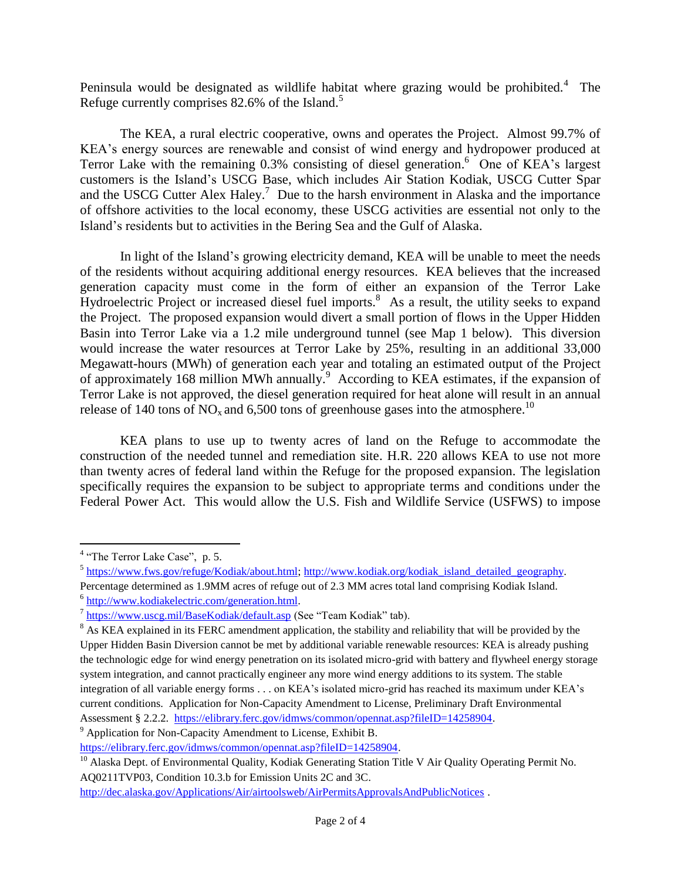Peninsula would be designated as wildlife habitat where grazing would be prohibited.[4] The Refuge currently comprises 82.6% of the Island.[5]

The KEA, a rural electric cooperative, owns and operates the Project. Almost 99.7% of KEA's energy sources are renewable and consist of wind energy and hydropower produced at Terror Lake with the remaining 0.3% consisting of diesel generation.[6] One of KEA's largest customers is the Island's USCG Base, which includes Air Station Kodiak, USCG Cutter Spar and the USCG Cutter Alex Haley.[7] Due to the harsh environment in Alaska and the importance of offshore activities to the local economy, these USCG activities are essential not only to the Island's residents but to activities in the Bering Sea and the Gulf of Alaska.

In light of the Island's growing electricity demand, KEA will be unable to meet the needs of the residents without acquiring additional energy resources. KEA believes that the increased generation capacity must come in the form of either an expansion of the Terror Lake Hydroelectric Project or increased diesel fuel imports.[8] As a result, the utility seeks to expand the Project. The proposed expansion would divert a small portion of flows in the Upper Hidden Basin into Terror Lake via a 1.2 mile underground tunnel (see Map 1 below). This diversion would increase the water resources at Terror Lake by 25%, resulting in an additional 33,000 Megawatt-hours (MWh) of generation each year and totaling an estimated output of the Project of approximately 168 million MWh annually.[9] According to KEA estimates, if the expansion of Terror Lake is not approved, the diesel generation required for heat alone will result in an annual release of 140 tons of $NO_x$ and 6,500 tons of greenhouse gases into the atmosphere.[10]

KEA plans to use up to twenty acres of land on the Refuge to accommodate the construction of the needed tunnel and remediation site. H.R. 220 allows KEA to use not more than twenty acres of federal land within the Refuge for the proposed expansion. The legislation specifically requires the expansion to be subject to appropriate terms and conditions under the Federal Power Act. This would allow the U.S. Fish and Wildlife Service (USFWS) to impose

---

[4] "The Terror Lake Case", p. 5.

[5] https://www.fws.gov/refuge/Kodiak/about.html; http://www.kodiak.org/kodiak_island_detailed_geography. Percentage determined as 1.9MM acres of refuge out of 2.3 MM acres total land comprising Kodiak Island.

[6] http://www.kodiakelectric.com/generation.html.

[7] https://www.uscg.mil/BaseKodiak/default.asp (See "Team Kodiak" tab).

[8] As KEA explained in its FERC amendment application, the stability and reliability that will be provided by the Upper Hidden Basin Diversion cannot be met by additional variable renewable resources: KEA is already pushing the technologic edge for wind energy penetration on its isolated micro-grid with battery and flywheel energy storage system integration, and cannot practically engineer any more wind energy additions to its system. The stable integration of all variable energy forms . . . on KEA's isolated micro-grid has reached its maximum under KEA's current conditions. Application for Non-Capacity Amendment to License, Preliminary Draft Environmental Assessment § 2.2.2. https://elibrary.ferc.gov/idmws/common/opennat.asp?fileID=14258904.

[9] Application for Non-Capacity Amendment to License, Exhibit B. https://elibrary.ferc.gov/idmws/common/opennat.asp?fileID=14258904.

[10] Alaska Dept. of Environmental Quality, Kodiak Generating Station Title V Air Quality Operating Permit No. AQ0211TVP03, Condition 10.3.b for Emission Units 2C and 3C. http://dec.alaska.gov/Applications/Air/airtoolsweb/AirPermitsApprovalsAndPublicNotices .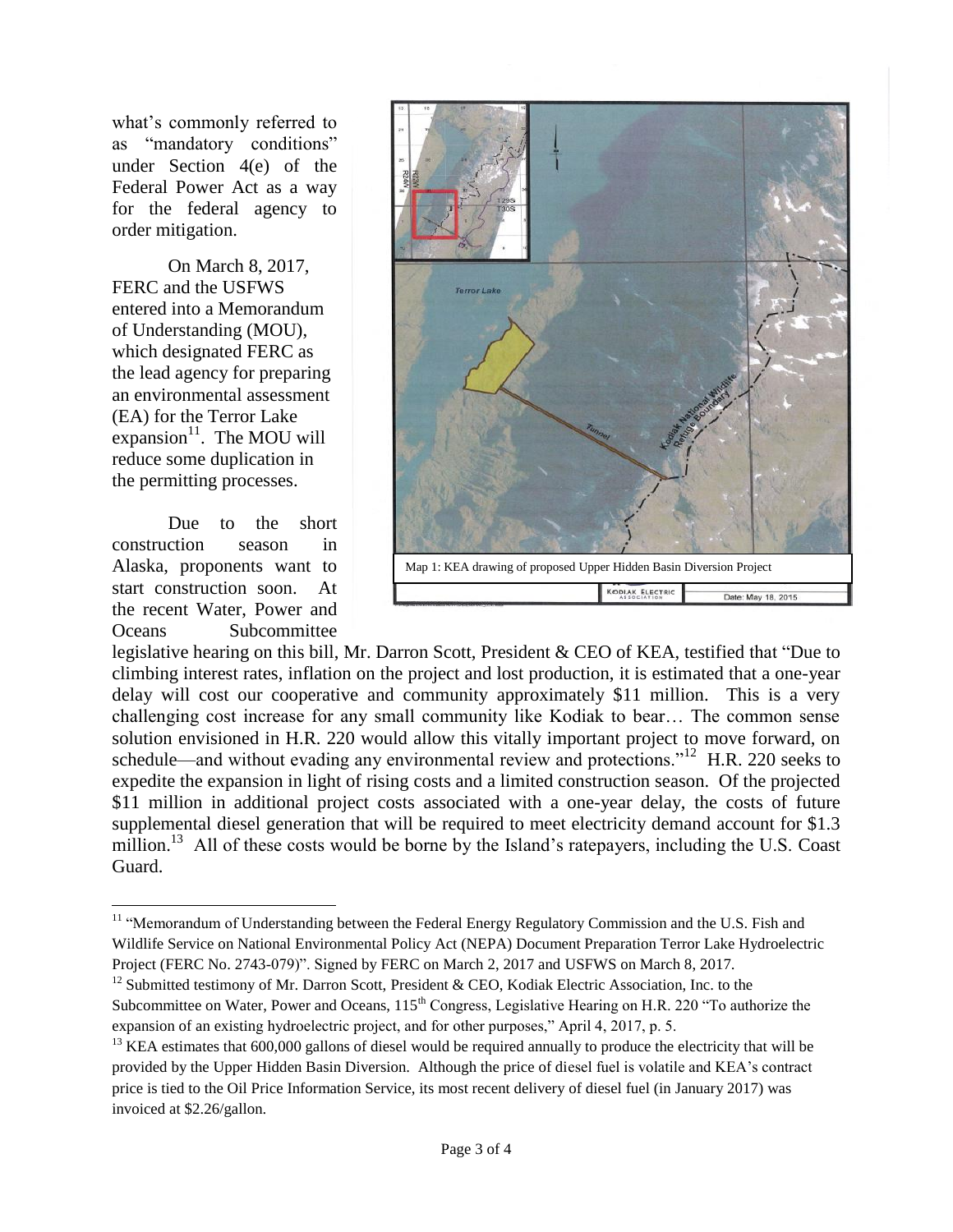what's commonly referred to as "mandatory conditions" under Section 4(e) of the Federal Power Act as a way for the federal agency to order mitigation.

On March 8, 2017, FERC and the USFWS entered into a Memorandum of Understanding (MOU), which designated FERC as the lead agency for preparing an environmental assessment (EA) for the Terror Lake expansion[11]. The MOU will reduce some duplication in the permitting processes.

Due to the short construction season in Alaska, proponents want to start construction soon. At the recent Water, Power and Oceans Subcommittee legislative hearing on this bill, Mr. Darron Scott, President & CEO of KEA, testified that "Due to climbing interest rates, inflation on the project and lost production, it is estimated that a one-year delay will cost our cooperative and community approximately $11 million. This is a very challenging cost increase for any small community like Kodiak to bear… The common sense solution envisioned in H.R. 220 would allow this vitally important project to move forward, on schedule—and without evading any environmental review and protections."[12] H.R. 220 seeks to expedite the expansion in light of rising costs and a limited construction season. Of the projected $11 million in additional project costs associated with a one-year delay, the costs of future supplemental diesel generation that will be required to meet electricity demand account for $1.3 million.[13] All of these costs would be borne by the Island's ratepayers, including the U.S. Coast Guard.

Map 1: KEA drawing of proposed Upper Hidden Basin Diversion Project

---

[11] "Memorandum of Understanding between the Federal Energy Regulatory Commission and the U.S. Fish and Wildlife Service on National Environmental Policy Act (NEPA) Document Preparation Terror Lake Hydroelectric Project (FERC No. 2743-079)". Signed by FERC on March 2, 2017 and USFWS on March 8, 2017.

[12] Submitted testimony of Mr. Darron Scott, President & CEO, Kodiak Electric Association, Inc. to the Subcommittee on Water, Power and Oceans, 115th Congress, Legislative Hearing on H.R. 220 "To authorize the expansion of an existing hydroelectric project, and for other purposes," April 4, 2017, p. 5.

[13] KEA estimates that 600,000 gallons of diesel would be required annually to produce the electricity that will be provided by the Upper Hidden Basin Diversion. Although the price of diesel fuel is volatile and KEA's contract price is tied to the Oil Price Information Service, its most recent delivery of diesel fuel (in January 2017) was invoiced at $2.26/gallon.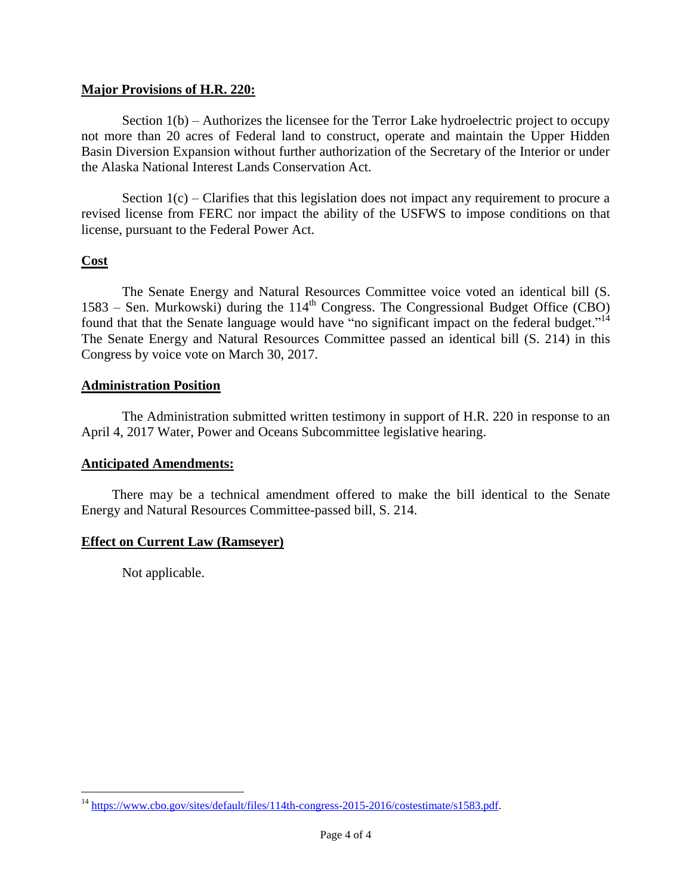**Major Provisions of H.R. 220:**

Section 1(b) – Authorizes the licensee for the Terror Lake hydroelectric project to occupy not more than 20 acres of Federal land to construct, operate and maintain the Upper Hidden Basin Diversion Expansion without further authorization of the Secretary of the Interior or under the Alaska National Interest Lands Conservation Act.

Section 1(c) – Clarifies that this legislation does not impact any requirement to procure a revised license from FERC nor impact the ability of the USFWS to impose conditions on that license, pursuant to the Federal Power Act.

**Cost**

The Senate Energy and Natural Resources Committee voice voted an identical bill (S. 1583 – Sen. Murkowski) during the 114th Congress. The Congressional Budget Office (CBO) found that that the Senate language would have "no significant impact on the federal budget."[14] The Senate Energy and Natural Resources Committee passed an identical bill (S. 214) in this Congress by voice vote on March 30, 2017.

**Administration Position**

The Administration submitted written testimony in support of H.R. 220 in response to an April 4, 2017 Water, Power and Oceans Subcommittee legislative hearing.

**Anticipated Amendments:**

There may be a technical amendment offered to make the bill identical to the Senate Energy and Natural Resources Committee-passed bill, S. 214.

**Effect on Current Law (Ramseyer)**

Not applicable.

[14] https://www.cbo.gov/sites/default/files/114th-congress-2015-2016/costestimate/s1583.pdf.